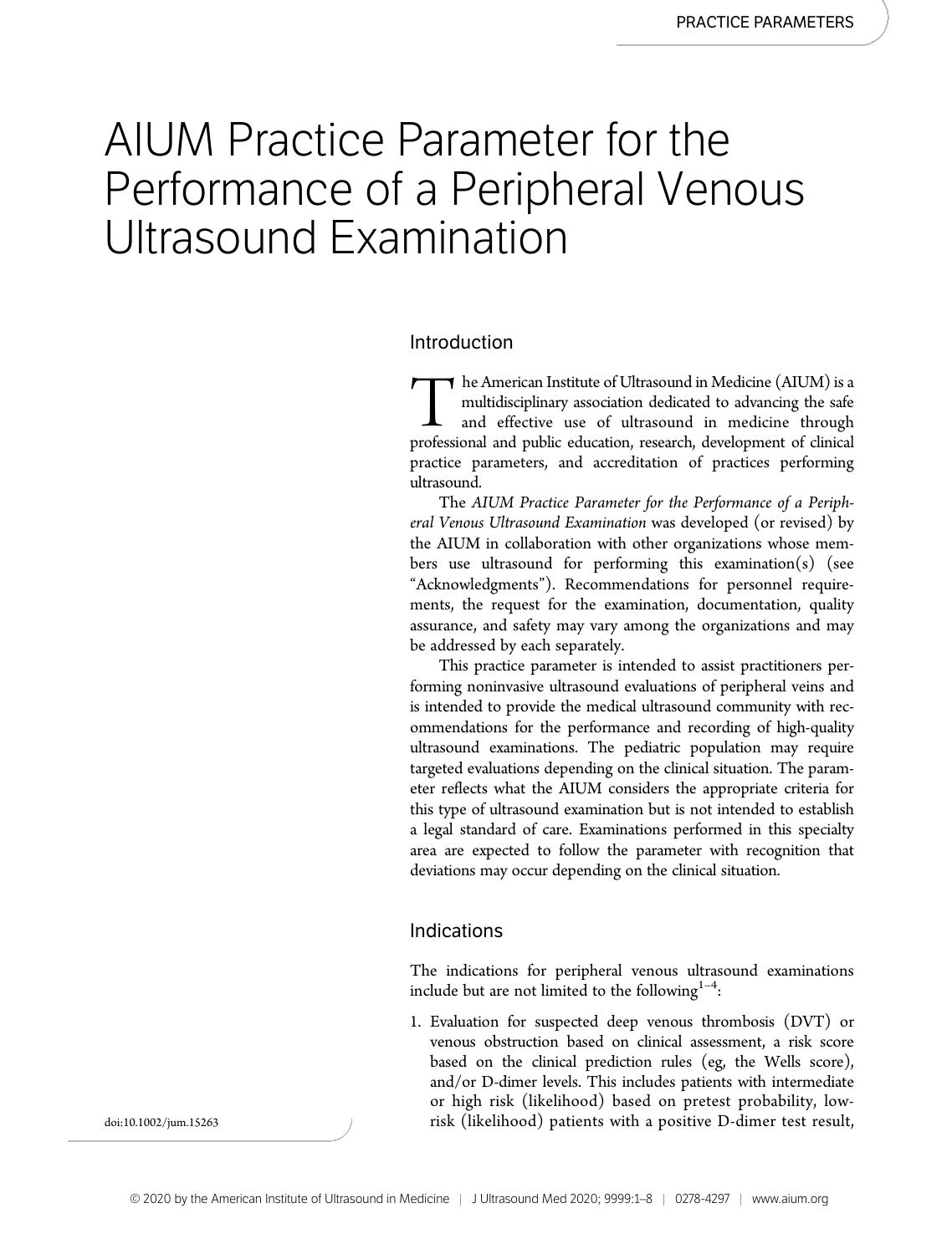# AIUM Practice Parameter for the Performance of a Peripheral Venous Ultrasound Examination

## Introduction

The American Institute of Ultrasound in Medicine (AIUM) is a multidisciplinary association dedicated to advancing the safe and effective use of ultrasound in medicine through professional and public education, research, development of clinical practice parameters, and accreditation of practices performing ultrasound.

The *AIUM Practice Parameter for the Performance of a Peripheral Venous Ultrasound Examination* was developed (or revised) by the AIUM in collaboration with other organizations whose members use ultrasound for performing this examination(s) (see "Acknowledgments"). Recommendations for personnel requirements, the request for the examination, documentation, quality assurance, and safety may vary among the organizations and may be addressed by each separately.

This practice parameter is intended to assist practitioners performing noninvasive ultrasound evaluations of peripheral veins and is intended to provide the medical ultrasound community with recommendations for the performance and recording of high-quality ultrasound examinations. The pediatric population may require targeted evaluations depending on the clinical situation. The parameter reflects what the AIUM considers the appropriate criteria for this type of ultrasound examination but is not intended to establish a legal standard of care. Examinations performed in this specialty area are expected to follow the parameter with recognition that deviations may occur depending on the clinical situation.

## Indications

The indications for peripheral venous ultrasound examinations include but are not limited to the following[1–4]:

1. Evaluation for suspected deep venous thrombosis (DVT) or venous obstruction based on clinical assessment, a risk score based on the clinical prediction rules (eg, the Wells score), and/or D-dimer levels. This includes patients with intermediate or high risk (likelihood) based on pretest probability, low-risk (likelihood) patients with a positive D-dimer test result,

doi:10.1002/jum.15263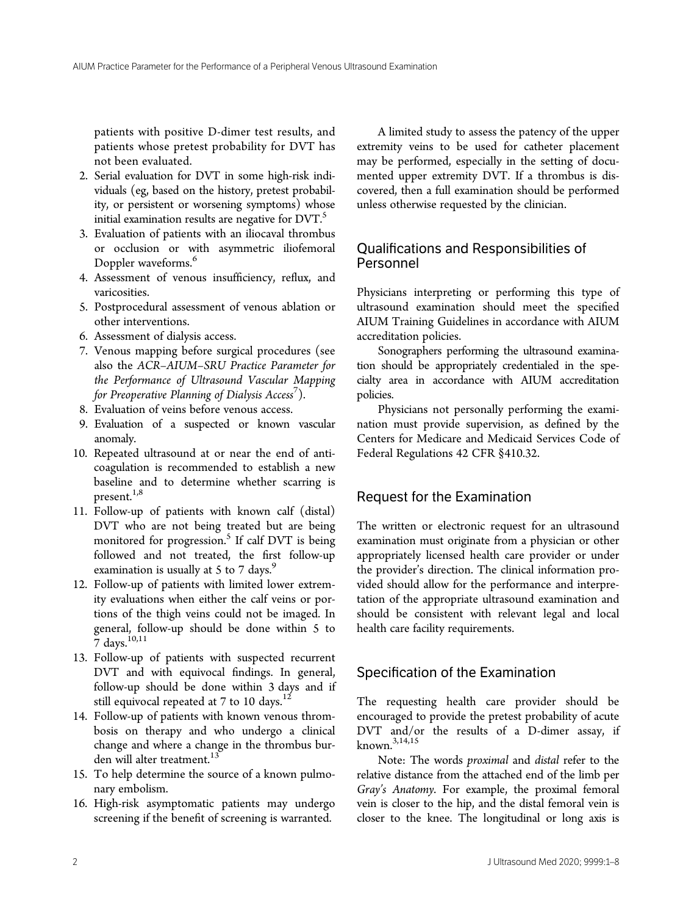patients with positive D-dimer test results, and patients whose pretest probability for DVT has not been evaluated.

2. Serial evaluation for DVT in some high-risk individuals (eg, based on the history, pretest probability, or persistent or worsening symptoms) whose initial examination results are negative for DVT.[5]
3. Evaluation of patients with an iliocaval thrombus or occlusion or with asymmetric iliofemoral Doppler waveforms.[6]
4. Assessment of venous insufficiency, reflux, and varicosities.
5. Postprocedural assessment of venous ablation or other interventions.
6. Assessment of dialysis access.
7. Venous mapping before surgical procedures (see also the *ACR–AIUM–SRU Practice Parameter for the Performance of Ultrasound Vascular Mapping for Preoperative Planning of Dialysis Access*[7]).
8. Evaluation of veins before venous access.
9. Evaluation of a suspected or known vascular anomaly.
10. Repeated ultrasound at or near the end of anticoagulation is recommended to establish a new baseline and to determine whether scarring is present.[1,8]
11. Follow-up of patients with known calf (distal) DVT who are not being treated but are being monitored for progression.[5] If calf DVT is being followed and not treated, the first follow-up examination is usually at 5 to 7 days.[9]
12. Follow-up of patients with limited lower extremity evaluations when either the calf veins or portions of the thigh veins could not be imaged. In general, follow-up should be done within 5 to 7 days.[10,11]
13. Follow-up of patients with suspected recurrent DVT and with equivocal findings. In general, follow-up should be done within 3 days and if still equivocal repeated at 7 to 10 days.[12]
14. Follow-up of patients with known venous thrombosis on therapy and who undergo a clinical change and where a change in the thrombus burden will alter treatment.[13]
15. To help determine the source of a known pulmonary embolism.
16. High-risk asymptomatic patients may undergo screening if the benefit of screening is warranted.

A limited study to assess the patency of the upper extremity veins to be used for catheter placement may be performed, especially in the setting of documented upper extremity DVT. If a thrombus is discovered, then a full examination should be performed unless otherwise requested by the clinician.

## Qualifications and Responsibilities of Personnel

Physicians interpreting or performing this type of ultrasound examination should meet the specified AIUM Training Guidelines in accordance with AIUM accreditation policies.

Sonographers performing the ultrasound examination should be appropriately credentialed in the specialty area in accordance with AIUM accreditation policies.

Physicians not personally performing the examination must provide supervision, as defined by the Centers for Medicare and Medicaid Services Code of Federal Regulations 42 CFR §410.32.

## Request for the Examination

The written or electronic request for an ultrasound examination must originate from a physician or other appropriately licensed health care provider or under the provider's direction. The clinical information provided should allow for the performance and interpretation of the appropriate ultrasound examination and should be consistent with relevant legal and local health care facility requirements.

## Specification of the Examination

The requesting health care provider should be encouraged to provide the pretest probability of acute DVT and/or the results of a D-dimer assay, if known.[3,14,15]

Note: The words *proximal* and *distal* refer to the relative distance from the attached end of the limb per *Gray's Anatomy*. For example, the proximal femoral vein is closer to the hip, and the distal femoral vein is closer to the knee. The longitudinal or long axis is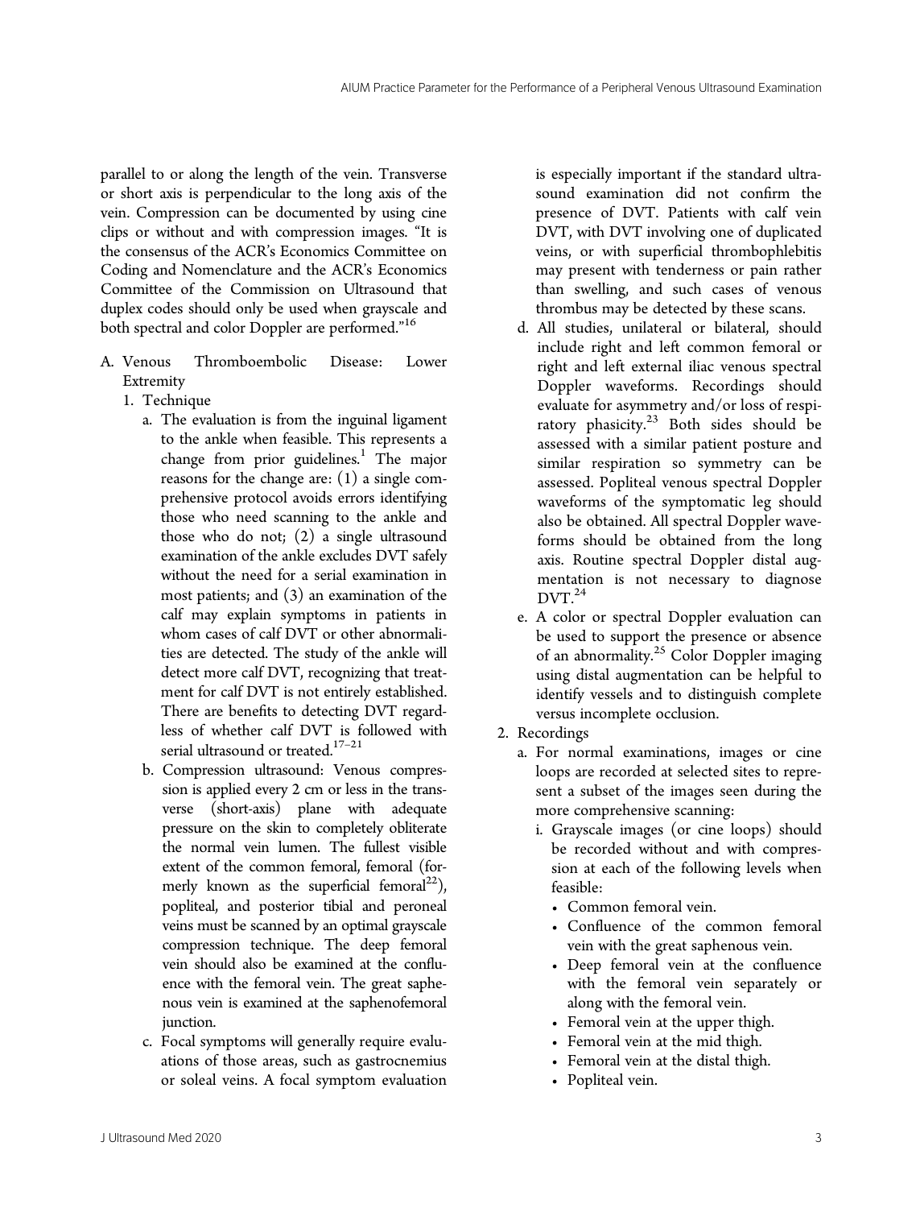parallel to or along the length of the vein. Transverse or short axis is perpendicular to the long axis of the vein. Compression can be documented by using cine clips or without and with compression images. "It is the consensus of the ACR's Economics Committee on Coding and Nomenclature and the ACR's Economics Committee of the Commission on Ultrasound that duplex codes should only be used when grayscale and both spectral and color Doppler are performed."[16]

A. Venous Thromboembolic Disease: Lower Extremity
   1. Technique
      a. The evaluation is from the inguinal ligament to the ankle when feasible. This represents a change from prior guidelines.[1] The major reasons for the change are: (1) a single comprehensive protocol avoids errors identifying those who need scanning to the ankle and those who do not; (2) a single ultrasound examination of the ankle excludes DVT safely without the need for a serial examination in most patients; and (3) an examination of the calf may explain symptoms in patients in whom cases of calf DVT or other abnormalities are detected. The study of the ankle will detect more calf DVT, recognizing that treatment for calf DVT is not entirely established. There are benefits to detecting DVT regardless of whether calf DVT is followed with serial ultrasound or treated.[17–21]
      b. Compression ultrasound: Venous compression is applied every 2 cm or less in the transverse (short-axis) plane with adequate pressure on the skin to completely obliterate the normal vein lumen. The fullest visible extent of the common femoral, femoral (formerly known as the superficial femoral[22]), popliteal, and posterior tibial and peroneal veins must be scanned by an optimal grayscale compression technique. The deep femoral vein should also be examined at the confluence with the femoral vein. The great saphenous vein is examined at the saphenofemoral junction.
      c. Focal symptoms will generally require evaluations of those areas, such as gastrocnemius or soleal veins. A focal symptom evaluation is especially important if the standard ultrasound examination did not confirm the presence of DVT. Patients with calf vein DVT, with DVT involving one of duplicated veins, or with superficial thrombophlebitis may present with tenderness or pain rather than swelling, and such cases of venous thrombus may be detected by these scans.
      d. All studies, unilateral or bilateral, should include right and left common femoral or right and left external iliac venous spectral Doppler waveforms. Recordings should evaluate for asymmetry and/or loss of respiratory phasicity.[23] Both sides should be assessed with a similar patient posture and similar respiration so symmetry can be assessed. Popliteal venous spectral Doppler waveforms of the symptomatic leg should also be obtained. All spectral Doppler waveforms should be obtained from the long axis. Routine spectral Doppler distal augmentation is not necessary to diagnose DVT.[24]
      e. A color or spectral Doppler evaluation can be used to support the presence or absence of an abnormality.[25] Color Doppler imaging using distal augmentation can be helpful to identify vessels and to distinguish complete versus incomplete occlusion.
   2. Recordings
      a. For normal examinations, images or cine loops are recorded at selected sites to represent a subset of the images seen during the more comprehensive scanning:
         i. Grayscale images (or cine loops) should be recorded without and with compression at each of the following levels when feasible:
            - Common femoral vein.
            - Confluence of the common femoral vein with the great saphenous vein.
            - Deep femoral vein at the confluence with the femoral vein separately or along with the femoral vein.
            - Femoral vein at the upper thigh.
            - Femoral vein at the mid thigh.
            - Femoral vein at the distal thigh.
            - Popliteal vein.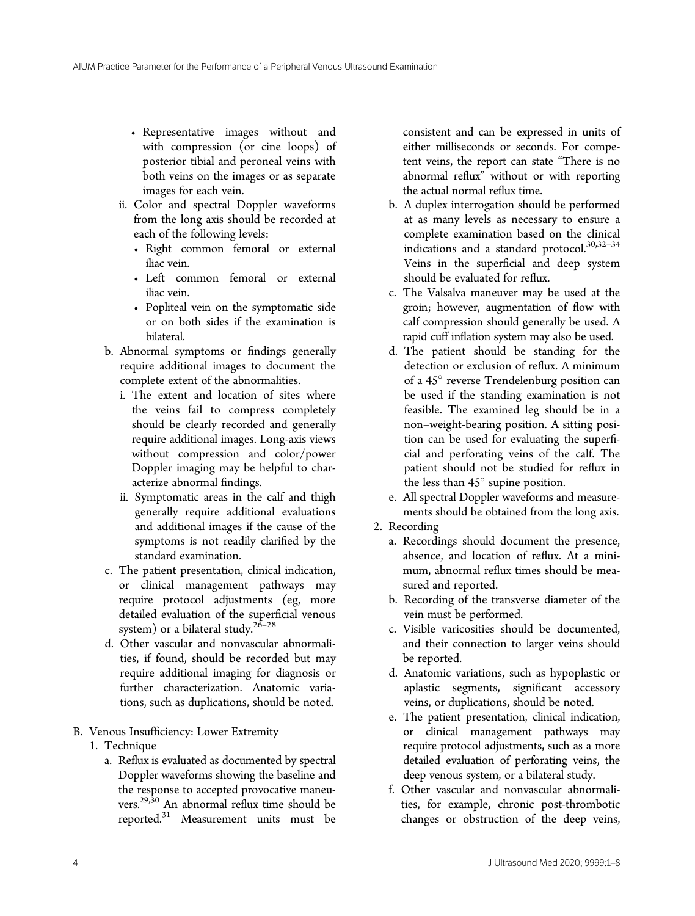- Representative images without and with compression (or cine loops) of posterior tibial and peroneal veins with both veins on the images or as separate images for each vein.

ii. Color and spectral Doppler waveforms from the long axis should be recorded at each of the following levels:
   - Right common femoral or external iliac vein.
   - Left common femoral or external iliac vein.
   - Popliteal vein on the symptomatic side or on both sides if the examination is bilateral.

b. Abnormal symptoms or findings generally require additional images to document the complete extent of the abnormalities.
   i. The extent and location of sites where the veins fail to compress completely should be clearly recorded and generally require additional images. Long-axis views without compression and color/power Doppler imaging may be helpful to characterize abnormal findings.
   ii. Symptomatic areas in the calf and thigh generally require additional evaluations and additional images if the cause of the symptoms is not readily clarified by the standard examination.

c. The patient presentation, clinical indication, or clinical management pathways may require protocol adjustments (eg, more detailed evaluation of the superficial venous system) or a bilateral study.[26–28]

d. Other vascular and nonvascular abnormalities, if found, should be recorded but may require additional imaging for diagnosis or further characterization. Anatomic variations, such as duplications, should be noted.

B. Venous Insufficiency: Lower Extremity

1. Technique
   a. Reflux is evaluated as documented by spectral Doppler waveforms showing the baseline and the response to accepted provocative maneuvers.[29,30] An abnormal reflux time should be reported.[31] Measurement units must be consistent and can be expressed in units of either milliseconds or seconds. For competent veins, the report can state "There is no abnormal reflux" without or with reporting the actual normal reflux time.
   b. A duplex interrogation should be performed at as many levels as necessary to ensure a complete examination based on the clinical indications and a standard protocol.[30,32–34] Veins in the superficial and deep system should be evaluated for reflux.
   c. The Valsalva maneuver may be used at the groin; however, augmentation of flow with calf compression should generally be used. A rapid cuff inflation system may also be used.
   d. The patient should be standing for the detection or exclusion of reflux. A minimum of a 45° reverse Trendelenburg position can be used if the standing examination is not feasible. The examined leg should be in a non–weight-bearing position. A sitting position can be used for evaluating the superficial and perforating veins of the calf. The patient should not be studied for reflux in the less than 45° supine position.
   e. All spectral Doppler waveforms and measurements should be obtained from the long axis.

2. Recording
   a. Recordings should document the presence, absence, and location of reflux. At a minimum, abnormal reflux times should be measured and reported.
   b. Recording of the transverse diameter of the vein must be performed.
   c. Visible varicosities should be documented, and their connection to larger veins should be reported.
   d. Anatomic variations, such as hypoplastic or aplastic segments, significant accessory veins, or duplications, should be noted.
   e. The patient presentation, clinical indication, or clinical management pathways may require protocol adjustments, such as a more detailed evaluation of perforating veins, the deep venous system, or a bilateral study.
   f. Other vascular and nonvascular abnormalities, for example, chronic post-thrombotic changes or obstruction of the deep veins,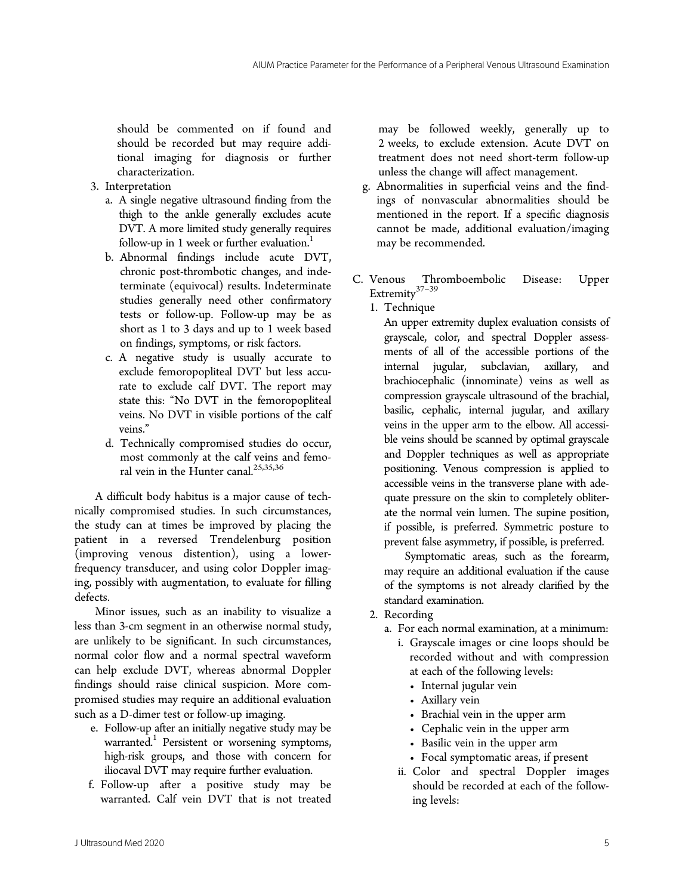should be commented on if found and should be recorded but may require additional imaging for diagnosis or further characterization.

3. Interpretation
   a. A single negative ultrasound finding from the thigh to the ankle generally excludes acute DVT. A more limited study generally requires follow-up in 1 week or further evaluation.[1]
   b. Abnormal findings include acute DVT, chronic post-thrombotic changes, and indeterminate (equivocal) results. Indeterminate studies generally need other confirmatory tests or follow-up. Follow-up may be as short as 1 to 3 days and up to 1 week based on findings, symptoms, or risk factors.
   c. A negative study is usually accurate to exclude femoropopliteal DVT but less accurate to exclude calf DVT. The report may state this: "No DVT in the femoropopliteal veins. No DVT in visible portions of the calf veins."
   d. Technically compromised studies do occur, most commonly at the calf veins and femoral vein in the Hunter canal.[25,35,36]

A difficult body habitus is a major cause of technically compromised studies. In such circumstances, the study can at times be improved by placing the patient in a reversed Trendelenburg position (improving venous distention), using a lower-frequency transducer, and using color Doppler imaging, possibly with augmentation, to evaluate for filling defects.

Minor issues, such as an inability to visualize a less than 3-cm segment in an otherwise normal study, are unlikely to be significant. In such circumstances, normal color flow and a normal spectral waveform can help exclude DVT, whereas abnormal Doppler findings should raise clinical suspicion. More compromised studies may require an additional evaluation such as a D-dimer test or follow-up imaging.

   e. Follow-up after an initially negative study may be warranted.[1] Persistent or worsening symptoms, high-risk groups, and those with concern for iliocaval DVT may require further evaluation.
   f. Follow-up after a positive study may be warranted. Calf vein DVT that is not treated may be followed weekly, generally up to 2 weeks, to exclude extension. Acute DVT on treatment does not need short-term follow-up unless the change will affect management.
   g. Abnormalities in superficial veins and the findings of nonvascular abnormalities should be mentioned in the report. If a specific diagnosis cannot be made, additional evaluation/imaging may be recommended.

C. Venous Thromboembolic Disease: Upper Extremity[37–39]

1. Technique

An upper extremity duplex evaluation consists of grayscale, color, and spectral Doppler assessments of all of the accessible portions of the internal jugular, subclavian, axillary, and brachiocephalic (innominate) veins as well as compression grayscale ultrasound of the brachial, basilic, cephalic, internal jugular, and axillary veins in the upper arm to the elbow. All accessible veins should be scanned by optimal grayscale and Doppler techniques as well as appropriate positioning. Venous compression is applied to accessible veins in the transverse plane with adequate pressure on the skin to completely obliterate the normal vein lumen. The supine position, if possible, is preferred. Symmetric posture to prevent false asymmetry, if possible, is preferred.

Symptomatic areas, such as the forearm, may require an additional evaluation if the cause of the symptoms is not already clarified by the standard examination.

2. Recording
   a. For each normal examination, at a minimum:
      i. Grayscale images or cine loops should be recorded without and with compression at each of the following levels:
         - Internal jugular vein
         - Axillary vein
         - Brachial vein in the upper arm
         - Cephalic vein in the upper arm
         - Basilic vein in the upper arm
         - Focal symptomatic areas, if present
      ii. Color and spectral Doppler images should be recorded at each of the following levels: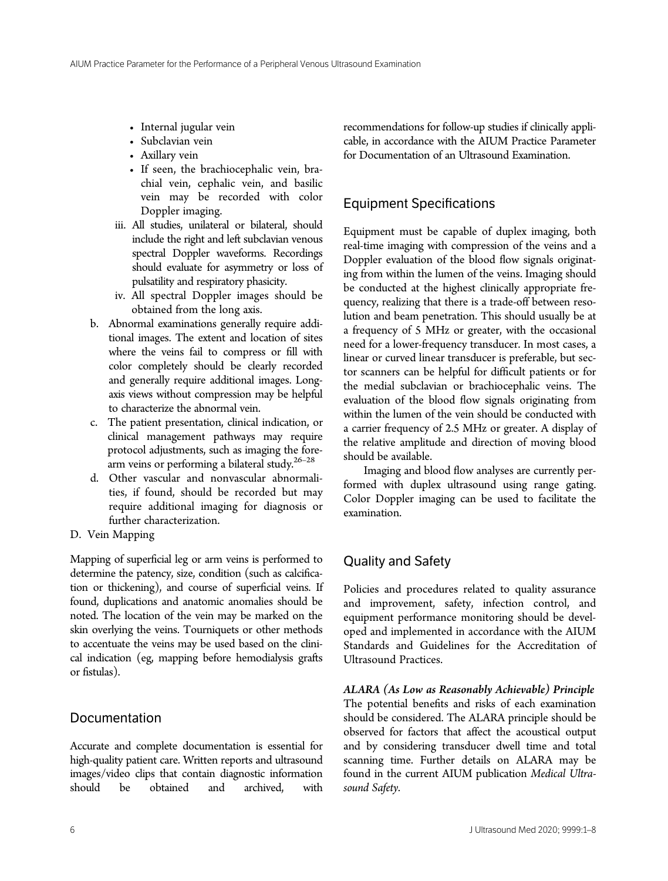- Internal jugular vein
- Subclavian vein
- Axillary vein
- If seen, the brachiocephalic vein, brachial vein, cephalic vein, and basilic vein may be recorded with color Doppler imaging.

iii. All studies, unilateral or bilateral, should include the right and left subclavian venous spectral Doppler waveforms. Recordings should evaluate for asymmetry or loss of pulsatility and respiratory phasicity.

iv. All spectral Doppler images should be obtained from the long axis.

b. Abnormal examinations generally require additional images. The extent and location of sites where the veins fail to compress or fill with color completely should be clearly recorded and generally require additional images. Long-axis views without compression may be helpful to characterize the abnormal vein.

c. The patient presentation, clinical indication, or clinical management pathways may require protocol adjustments, such as imaging the forearm veins or performing a bilateral study.[26–28]

d. Other vascular and nonvascular abnormalities, if found, should be recorded but may require additional imaging for diagnosis or further characterization.

D. Vein Mapping

Mapping of superficial leg or arm veins is performed to determine the patency, size, condition (such as calcification or thickening), and course of superficial veins. If found, duplications and anatomic anomalies should be noted. The location of the vein may be marked on the skin overlying the veins. Tourniquets or other methods to accentuate the veins may be used based on the clinical indication (eg, mapping before hemodialysis grafts or fistulas).

## Documentation

Accurate and complete documentation is essential for high-quality patient care. Written reports and ultrasound images/video clips that contain diagnostic information should be obtained and archived, with recommendations for follow-up studies if clinically applicable, in accordance with the AIUM Practice Parameter for Documentation of an Ultrasound Examination.

## Equipment Specifications

Equipment must be capable of duplex imaging, both real-time imaging with compression of the veins and a Doppler evaluation of the blood flow signals originating from within the lumen of the veins. Imaging should be conducted at the highest clinically appropriate frequency, realizing that there is a trade-off between resolution and beam penetration. This should usually be at a frequency of 5 MHz or greater, with the occasional need for a lower-frequency transducer. In most cases, a linear or curved linear transducer is preferable, but sector scanners can be helpful for difficult patients or for the medial subclavian or brachiocephalic veins. The evaluation of the blood flow signals originating from within the lumen of the vein should be conducted with a carrier frequency of 2.5 MHz or greater. A display of the relative amplitude and direction of moving blood should be available.

Imaging and blood flow analyses are currently performed with duplex ultrasound using range gating. Color Doppler imaging can be used to facilitate the examination.

## Quality and Safety

Policies and procedures related to quality assurance and improvement, safety, infection control, and equipment performance monitoring should be developed and implemented in accordance with the AIUM Standards and Guidelines for the Accreditation of Ultrasound Practices.

***ALARA (As Low as Reasonably Achievable) Principle***

The potential benefits and risks of each examination should be considered. The ALARA principle should be observed for factors that affect the acoustical output and by considering transducer dwell time and total scanning time. Further details on ALARA may be found in the current AIUM publication *Medical Ultrasound Safety*.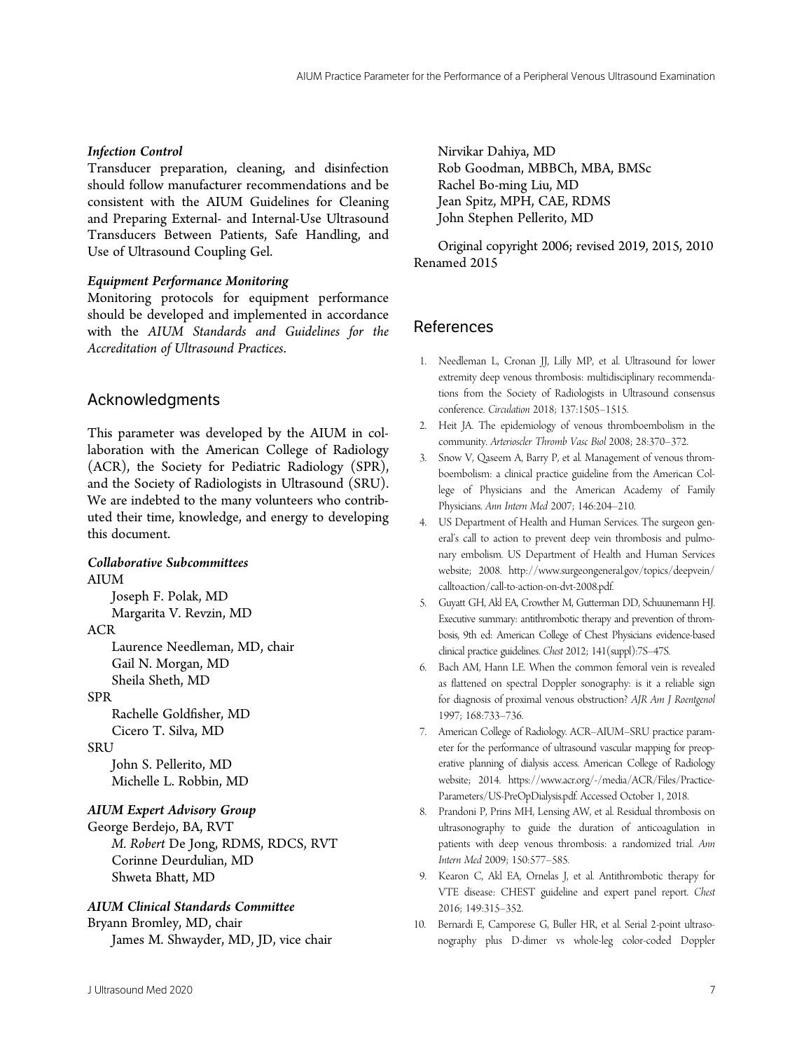### Infection Control

Transducer preparation, cleaning, and disinfection should follow manufacturer recommendations and be consistent with the AIUM Guidelines for Cleaning and Preparing External- and Internal-Use Ultrasound Transducers Between Patients, Safe Handling, and Use of Ultrasound Coupling Gel.

### Equipment Performance Monitoring

Monitoring protocols for equipment performance should be developed and implemented in accordance with the *AIUM Standards and Guidelines for the Accreditation of Ultrasound Practices*.

## Acknowledgments

This parameter was developed by the AIUM in collaboration with the American College of Radiology (ACR), the Society for Pediatric Radiology (SPR), and the Society of Radiologists in Ultrasound (SRU). We are indebted to the many volunteers who contributed their time, knowledge, and energy to developing this document.

**Collaborative Subcommittees**

AIUM
- Joseph F. Polak, MD
- Margarita V. Revzin, MD

ACR
- Laurence Needleman, MD, chair
- Gail N. Morgan, MD
- Sheila Sheth, MD

SPR
- Rachelle Goldfisher, MD
- Cicero T. Silva, MD

SRU
- John S. Pellerito, MD
- Michelle L. Robbin, MD

**AIUM Expert Advisory Group**

George Berdejo, BA, RVT
- *M. Robert* De Jong, RDMS, RDCS, RVT
- Corinne Deurdulian, MD
- Shweta Bhatt, MD

**AIUM Clinical Standards Committee**

Bryann Bromley, MD, chair
- James M. Shwayder, MD, JD, vice chair
- Nirvikar Dahiya, MD
- Rob Goodman, MBBCh, MBA, BMSc
- Rachel Bo-ming Liu, MD
- Jean Spitz, MPH, CAE, RDMS
- John Stephen Pellerito, MD

Original copyright 2006; revised 2019, 2015, 2010
Renamed 2015

## References

1. Needleman L, Cronan JJ, Lilly MP, et al. Ultrasound for lower extremity deep venous thrombosis: multidisciplinary recommendations from the Society of Radiologists in Ultrasound consensus conference. *Circulation* 2018; 137:1505–1515.
2. Heit JA. The epidemiology of venous thromboembolism in the community. *Arterioscler Thromb Vasc Biol* 2008; 28:370–372.
3. Snow V, Qaseem A, Barry P, et al. Management of venous thromboembolism: a clinical practice guideline from the American College of Physicians and the American Academy of Family Physicians. *Ann Intern Med* 2007; 146:204–210.
4. US Department of Health and Human Services. The surgeon general's call to action to prevent deep vein thrombosis and pulmonary embolism. US Department of Health and Human Services website; 2008. http://www.surgeongeneral.gov/topics/deepvein/calltoaction/call-to-action-on-dvt-2008.pdf.
5. Guyatt GH, Akl EA, Crowther M, Gutterman DD, Schuunemann HJ. Executive summary: antithrombotic therapy and prevention of thrombosis, 9th ed: American College of Chest Physicians evidence-based clinical practice guidelines. *Chest* 2012; 141(suppl):7S–47S.
6. Bach AM, Hann LE. When the common femoral vein is revealed as flattened on spectral Doppler sonography: is it a reliable sign for diagnosis of proximal venous obstruction? *AJR Am J Roentgenol* 1997; 168:733–736.
7. American College of Radiology. ACR–AIUM–SRU practice parameter for the performance of ultrasound vascular mapping for preoperative planning of dialysis access. American College of Radiology website; 2014. https://www.acr.org/-/media/ACR/Files/Practice-Parameters/US-PreOpDialysis.pdf. Accessed October 1, 2018.
8. Prandoni P, Prins MH, Lensing AW, et al. Residual thrombosis on ultrasonography to guide the duration of anticoagulation in patients with deep venous thrombosis: a randomized trial. *Ann Intern Med* 2009; 150:577–585.
9. Kearon C, Akl EA, Ornelas J, et al. Antithrombotic therapy for VTE disease: CHEST guideline and expert panel report. *Chest* 2016; 149:315–352.
10. Bernardi E, Camporese G, Buller HR, et al. Serial 2-point ultrasonography plus D-dimer vs whole-leg color-coded Doppler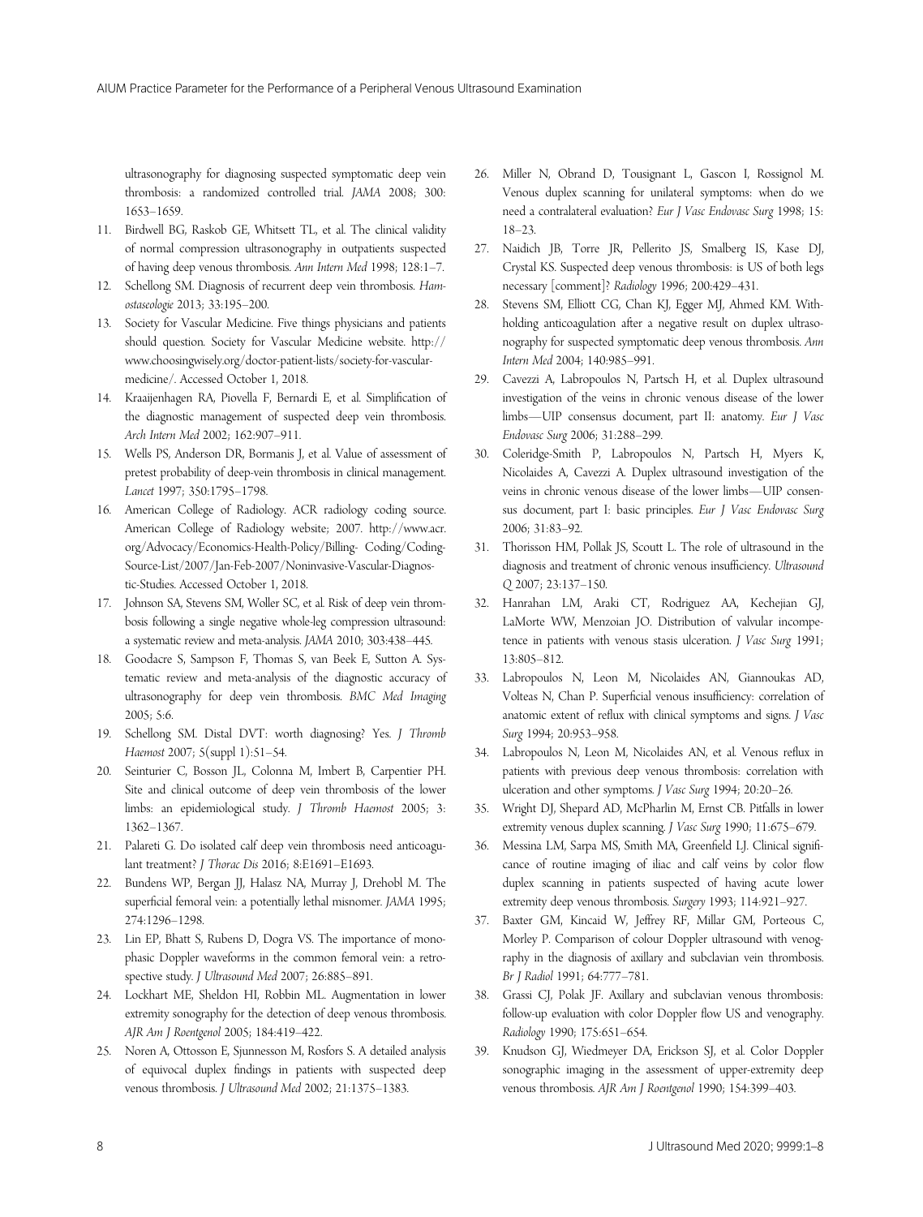ultrasonography for diagnosing suspected symptomatic deep vein thrombosis: a randomized controlled trial. *JAMA* 2008; 300: 1653–1659.

11. Birdwell BG, Raskob GE, Whitsett TL, et al. The clinical validity of normal compression ultrasonography in outpatients suspected of having deep venous thrombosis. *Ann Intern Med* 1998; 128:1–7.
12. Schellong SM. Diagnosis of recurrent deep vein thrombosis. *Hamostaseologie* 2013; 33:195–200.
13. Society for Vascular Medicine. Five things physicians and patients should question. Society for Vascular Medicine website. http://www.choosingwisely.org/doctor-patient-lists/society-for-vascular-medicine/. Accessed October 1, 2018.
14. Kraaijenhagen RA, Piovella F, Bernardi E, et al. Simplification of the diagnostic management of suspected deep vein thrombosis. *Arch Intern Med* 2002; 162:907–911.
15. Wells PS, Anderson DR, Bormanis J, et al. Value of assessment of pretest probability of deep-vein thrombosis in clinical management. *Lancet* 1997; 350:1795–1798.
16. American College of Radiology. ACR radiology coding source. American College of Radiology website; 2007. http://www.acr.org/Advocacy/Economics-Health-Policy/Billing- Coding/Coding-Source-List/2007/Jan-Feb-2007/Noninvasive-Vascular-Diagnostic-Studies. Accessed October 1, 2018.
17. Johnson SA, Stevens SM, Woller SC, et al. Risk of deep vein thrombosis following a single negative whole-leg compression ultrasound: a systematic review and meta-analysis. *JAMA* 2010; 303:438–445.
18. Goodacre S, Sampson F, Thomas S, van Beek E, Sutton A. Systematic review and meta-analysis of the diagnostic accuracy of ultrasonography for deep vein thrombosis. *BMC Med Imaging* 2005; 5:6.
19. Schellong SM. Distal DVT: worth diagnosing? Yes. *J Thromb Haemost* 2007; 5(suppl 1):51–54.
20. Seinturier C, Bosson JL, Colonna M, Imbert B, Carpentier PH. Site and clinical outcome of deep vein thrombosis of the lower limbs: an epidemiological study. *J Thromb Haemost* 2005; 3: 1362–1367.
21. Palareti G. Do isolated calf deep vein thrombosis need anticoagulant treatment? *J Thorac Dis* 2016; 8:E1691–E1693.
22. Bundens WP, Bergan JJ, Halasz NA, Murray J, Drehobl M. The superficial femoral vein: a potentially lethal misnomer. *JAMA* 1995; 274:1296–1298.
23. Lin EP, Bhatt S, Rubens D, Dogra VS. The importance of monophasic Doppler waveforms in the common femoral vein: a retrospective study. *J Ultrasound Med* 2007; 26:885–891.
24. Lockhart ME, Sheldon HI, Robbin ML. Augmentation in lower extremity sonography for the detection of deep venous thrombosis. *AJR Am J Roentgenol* 2005; 184:419–422.
25. Noren A, Ottosson E, Sjunnesson M, Rosfors S. A detailed analysis of equivocal duplex findings in patients with suspected deep venous thrombosis. *J Ultrasound Med* 2002; 21:1375–1383.
26. Miller N, Obrand D, Tousignant L, Gascon I, Rossignol M. Venous duplex scanning for unilateral symptoms: when do we need a contralateral evaluation? *Eur J Vasc Endovasc Surg* 1998; 15: 18–23.
27. Naidich JB, Torre JR, Pellerito JS, Smalberg IS, Kase DJ, Crystal KS. Suspected deep venous thrombosis: is US of both legs necessary [comment]? *Radiology* 1996; 200:429–431.
28. Stevens SM, Elliott CG, Chan KJ, Egger MJ, Ahmed KM. Withholding anticoagulation after a negative result on duplex ultrasonography for suspected symptomatic deep venous thrombosis. *Ann Intern Med* 2004; 140:985–991.
29. Cavezzi A, Labropoulos N, Partsch H, et al. Duplex ultrasound investigation of the veins in chronic venous disease of the lower limbs—UIP consensus document, part II: anatomy. *Eur J Vasc Endovasc Surg* 2006; 31:288–299.
30. Coleridge-Smith P, Labropoulos N, Partsch H, Myers K, Nicolaides A, Cavezzi A. Duplex ultrasound investigation of the veins in chronic venous disease of the lower limbs—UIP consensus document, part I: basic principles. *Eur J Vasc Endovasc Surg* 2006; 31:83–92.
31. Thorisson HM, Pollak JS, Scoutt L. The role of ultrasound in the diagnosis and treatment of chronic venous insufficiency. *Ultrasound Q* 2007; 23:137–150.
32. Hanrahan LM, Araki CT, Rodriguez AA, Kechejian GJ, LaMorte WW, Menzoian JO. Distribution of valvular incompetence in patients with venous stasis ulceration. *J Vasc Surg* 1991; 13:805–812.
33. Labropoulos N, Leon M, Nicolaides AN, Giannoukas AD, Volteas N, Chan P. Superficial venous insufficiency: correlation of anatomic extent of reflux with clinical symptoms and signs. *J Vasc Surg* 1994; 20:953–958.
34. Labropoulos N, Leon M, Nicolaides AN, et al. Venous reflux in patients with previous deep venous thrombosis: correlation with ulceration and other symptoms. *J Vasc Surg* 1994; 20:20–26.
35. Wright DJ, Shepard AD, McPharlin M, Ernst CB. Pitfalls in lower extremity venous duplex scanning. *J Vasc Surg* 1990; 11:675–679.
36. Messina LM, Sarpa MS, Smith MA, Greenfield LJ. Clinical significance of routine imaging of iliac and calf veins by color flow duplex scanning in patients suspected of having acute lower extremity deep venous thrombosis. *Surgery* 1993; 114:921–927.
37. Baxter GM, Kincaid W, Jeffrey RF, Millar GM, Porteous C, Morley P. Comparison of colour Doppler ultrasound with venography in the diagnosis of axillary and subclavian vein thrombosis. *Br J Radiol* 1991; 64:777–781.
38. Grassi CJ, Polak JF. Axillary and subclavian venous thrombosis: follow-up evaluation with color Doppler flow US and venography. *Radiology* 1990; 175:651–654.
39. Knudson GJ, Wiedmeyer DA, Erickson SJ, et al. Color Doppler sonographic imaging in the assessment of upper-extremity deep venous thrombosis. *AJR Am J Roentgenol* 1990; 154:399–403.